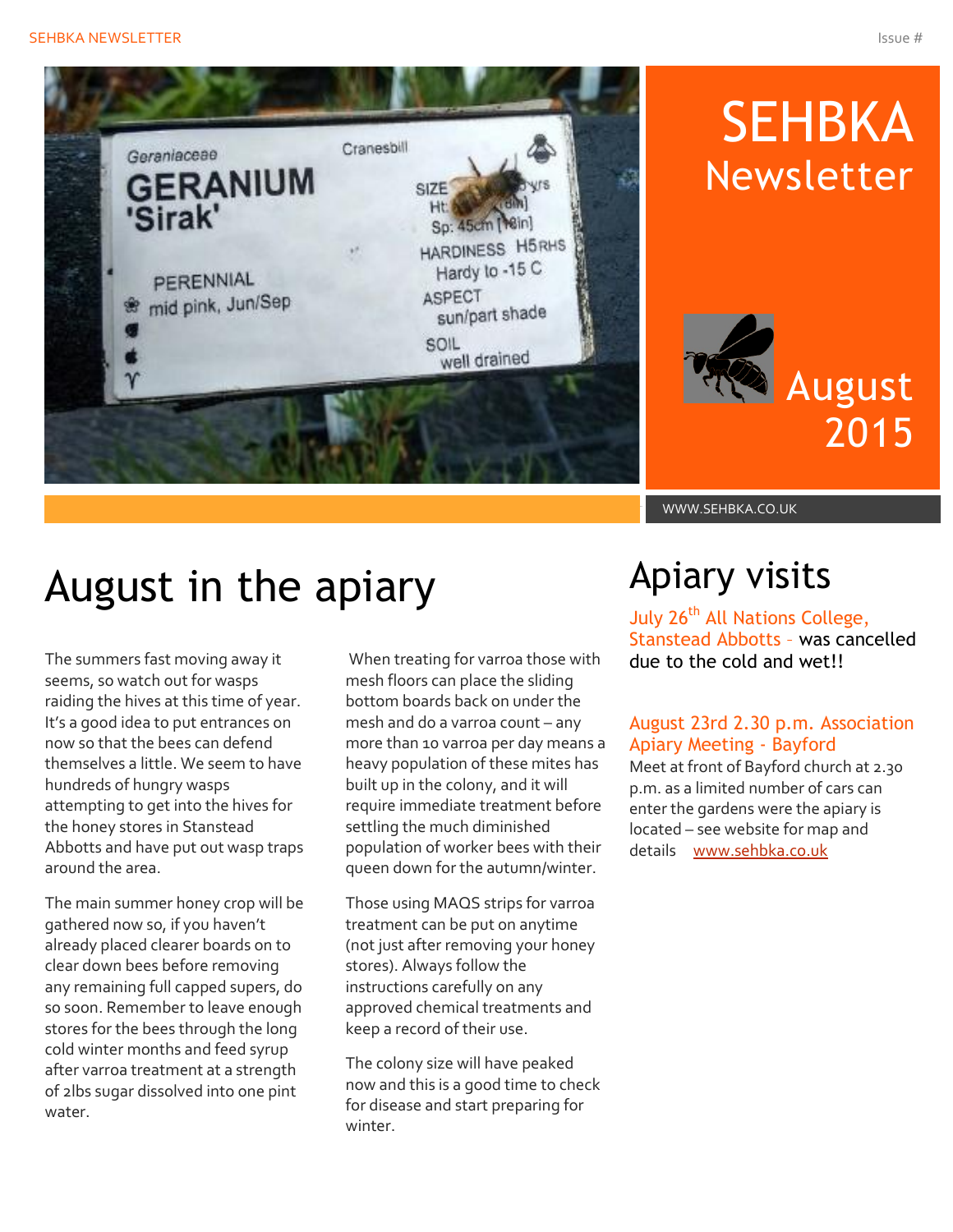# SEHBKA Newsletter

August 2015

WWW.SEHBKA.CO.UK

## August in the apiary

The summers fast moving away it seems, so watch out for wasps raiding the hives at this time of year. It's a good idea to put entrances on now so that the bees can defend themselves a little. We seem to have hundreds of hungry wasps attempting to get into the hives for the honey stores in Stanstead Abbotts and have put out wasp traps around the area.

The main summer honey crop will be gathered now so, if you haven't already placed clearer boards on to clear down bees before removing any remaining full capped supers, do so soon. Remember to leave enough stores for the bees through the long cold winter months and feed syrup after varroa treatment at a strength of 2lbs sugar dissolved into one pint water.

When treating for varroa those with mesh floors can place the sliding bottom boards back on under the mesh and do a varroa count – any more than 10 varroa per day means a heavy population of these mites has built up in the colony, and it will require immediate treatment before settling the much diminished population of worker bees with their queen down for the autumn/winter.

Those using MAQS strips for varroa treatment can be put on anytime (not just after removing your honey stores). Always follow the instructions carefully on any approved chemical treatments and keep a record of their use.

The colony size will have peaked now and this is a good time to check for disease and start preparing for winter.

## Apiary visits

July 26th All Nations College, Stanstead Abbotts – was cancelled due to the cold and wet!!

August 23rd 2.30 p.m. Association Apiary Meeting - Bayford

Meet at front of Bayford church at 2.30 p.m. as a limited number of cars can enter the gardens were the apiary is located – see website for map and details www.sehbka.co.uk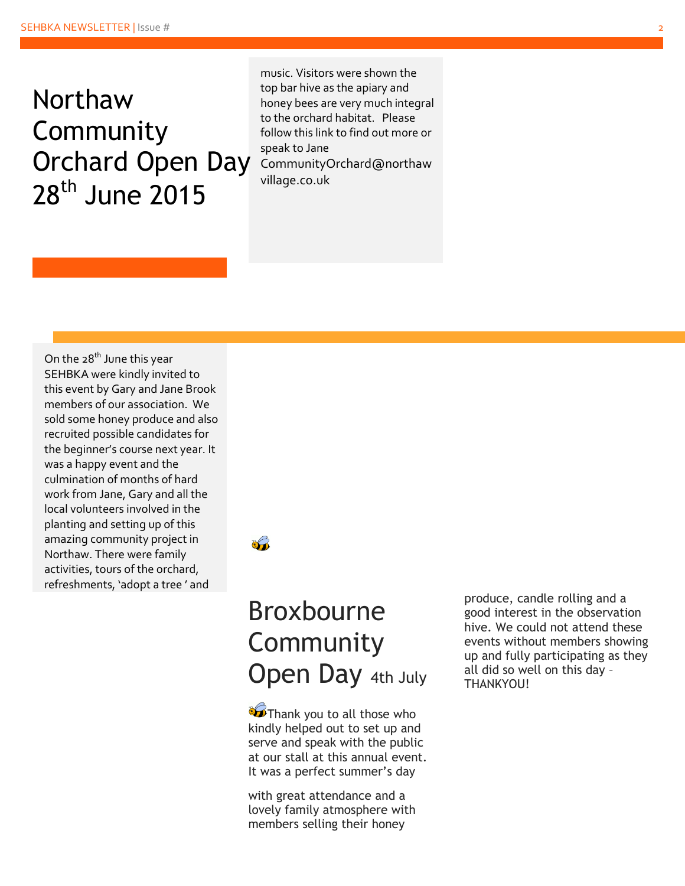# Northaw Community Orchard Open Day 28th June 2015

On the 28th June this year SEHBKA were kindly invited to this event by Gary and Jane Brook members of our association. We sold some honey produce and also recruited possible candidates for the beginner's course next year. It was a happy event and the culmination of months of hard work from Jane, Gary and all the local volunteers involved in the planting and setting up of this amazing community project in Northaw. There were family activities, tours of the orchard, refreshments, 'adopt a tree ' and music. Visitors were shown the top bar hive as the apiary and honey bees are very much integral to the orchard habitat. Please follow this link to find out more or speak to Jane CommunityOrchard@northawvillage.co.uk

# Broxbourne Community Open Day 4th July

Thank you to all those who kindly helped out to set up and serve and speak with the public at our stall at this annual event. It was a perfect summer's day

with great attendance and a lovely family atmosphere with members selling their honey produce, candle rolling and a good interest in the observation hive. We could not attend these events without members showing up and fully participating as they all did so well on this day – THANKYOU!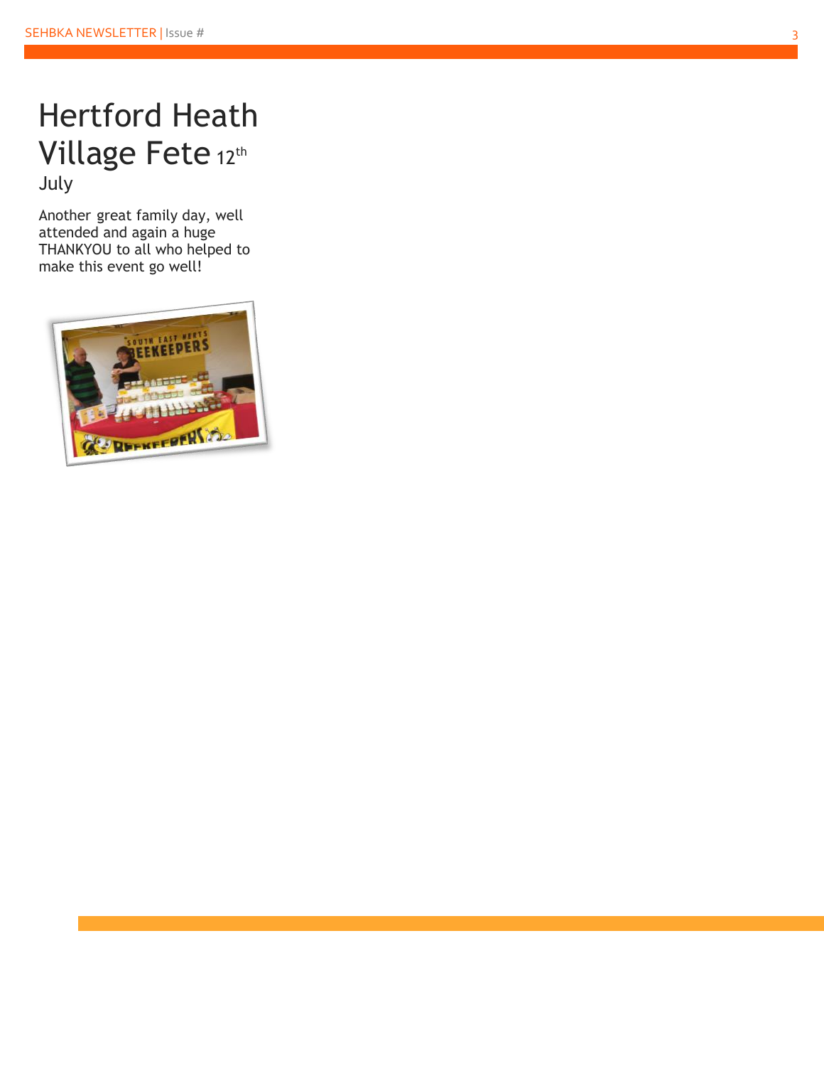# Hertford Heath Village Fete 12th July

Another great family day, well attended and again a huge THANKYOU to all who helped to make this event go well!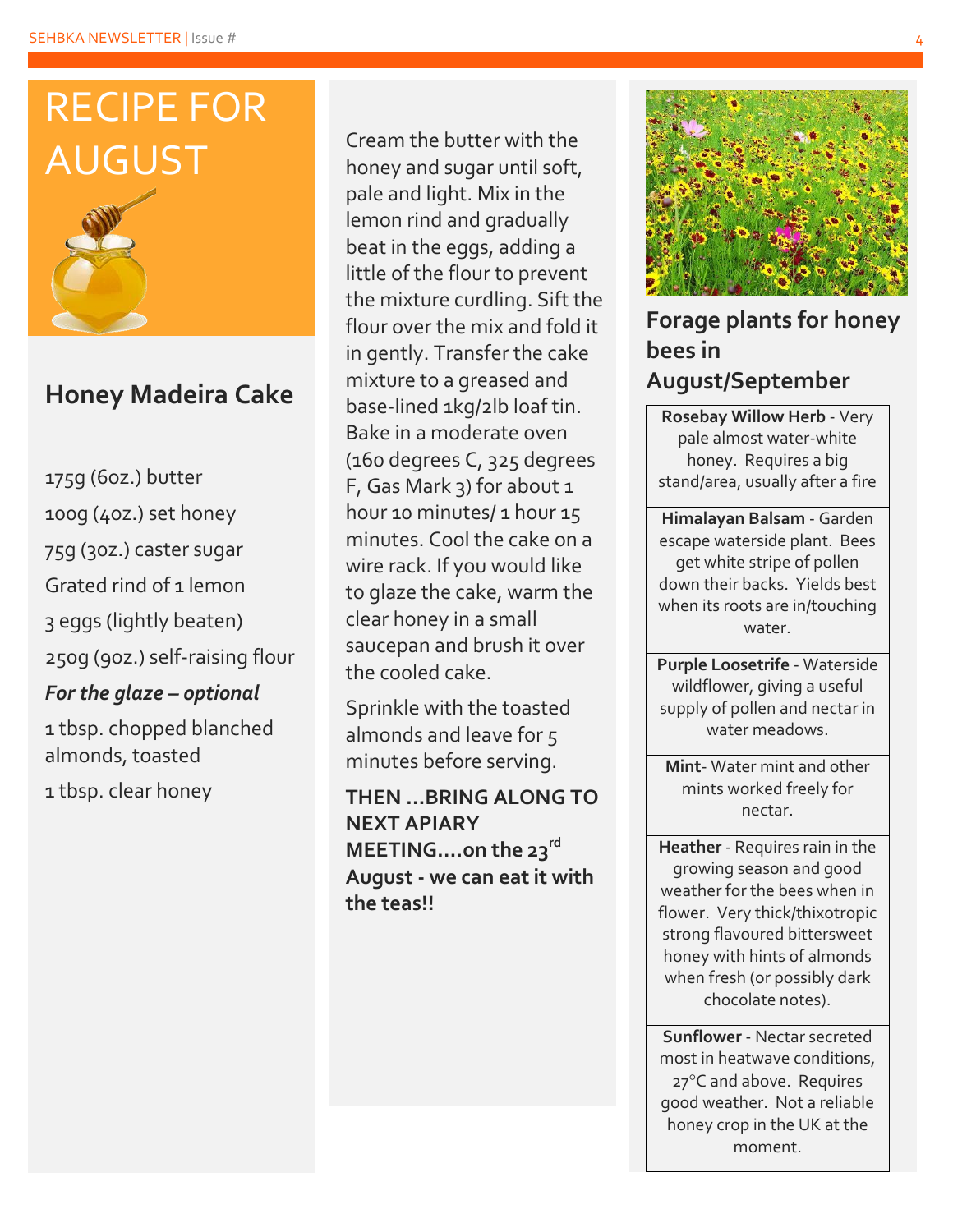# RECIPE FOR AUGUST

## Honey Madeira Cake

175g (6oz.) butter

100g (4oz.) set honey

75g (3oz.) caster sugar

Grated rind of 1 lemon

3 eggs (lightly beaten)

250g (9oz.) self-raising flour

***For the glaze – optional***

1 tbsp. chopped blanched almonds, toasted

1 tbsp. clear honey

Cream the butter with the honey and sugar until soft, pale and light. Mix in the lemon rind and gradually beat in the eggs, adding a little of the flour to prevent the mixture curdling. Sift the flour over the mix and fold it in gently. Transfer the cake mixture to a greased and base-lined 1kg/2lb loaf tin. Bake in a moderate oven (160 degrees C, 325 degrees F, Gas Mark 3) for about 1 hour 10 minutes/ 1 hour 15 minutes. Cool the cake on a wire rack. If you would like to glaze the cake, warm the clear honey in a small saucepan and brush it over the cooled cake.

Sprinkle with the toasted almonds and leave for 5 minutes before serving.

**THEN ...BRING ALONG TO NEXT APIARY MEETING....on the 23rd August - we can eat it with the teas!!**

## Forage plants for honey bees in August/September

**Rosebay Willow Herb** - Very pale almost water-white honey. Requires a big stand/area, usually after a fire

**Himalayan Balsam** - Garden escape waterside plant. Bees get white stripe of pollen down their backs. Yields best when its roots are in/touching water.

**Purple Loosetrife** - Waterside wildflower, giving a useful supply of pollen and nectar in water meadows.

**Mint**- Water mint and other mints worked freely for nectar.

**Heather** - Requires rain in the growing season and good weather for the bees when in flower. Very thick/thixotropic strong flavoured bittersweet honey with hints of almonds when fresh (or possibly dark chocolate notes).

**Sunflower** - Nectar secreted most in heatwave conditions, 27°C and above. Requires good weather. Not a reliable honey crop in the UK at the moment.